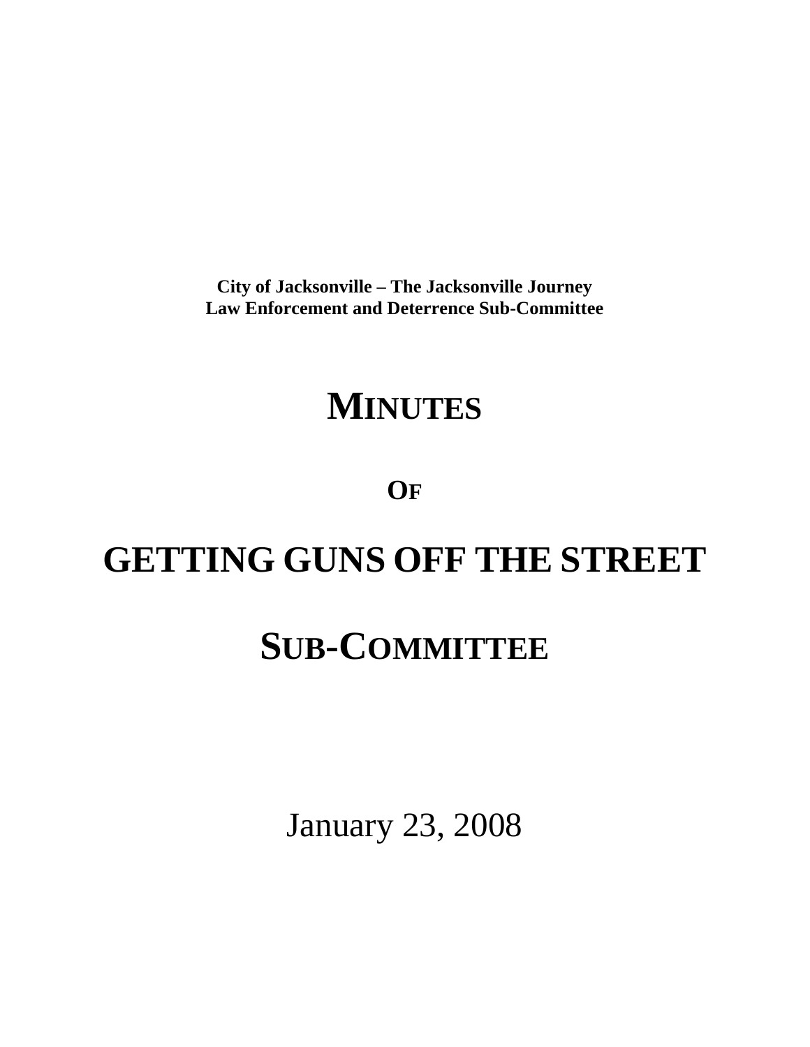**City of Jacksonville – The Jacksonville Journey**
**Law Enforcement and Deterrence Sub-Committee**

# MINUTES

## OF

# GETTING GUNS OFF THE STREET

# SUB-COMMITTEE

January 23, 2008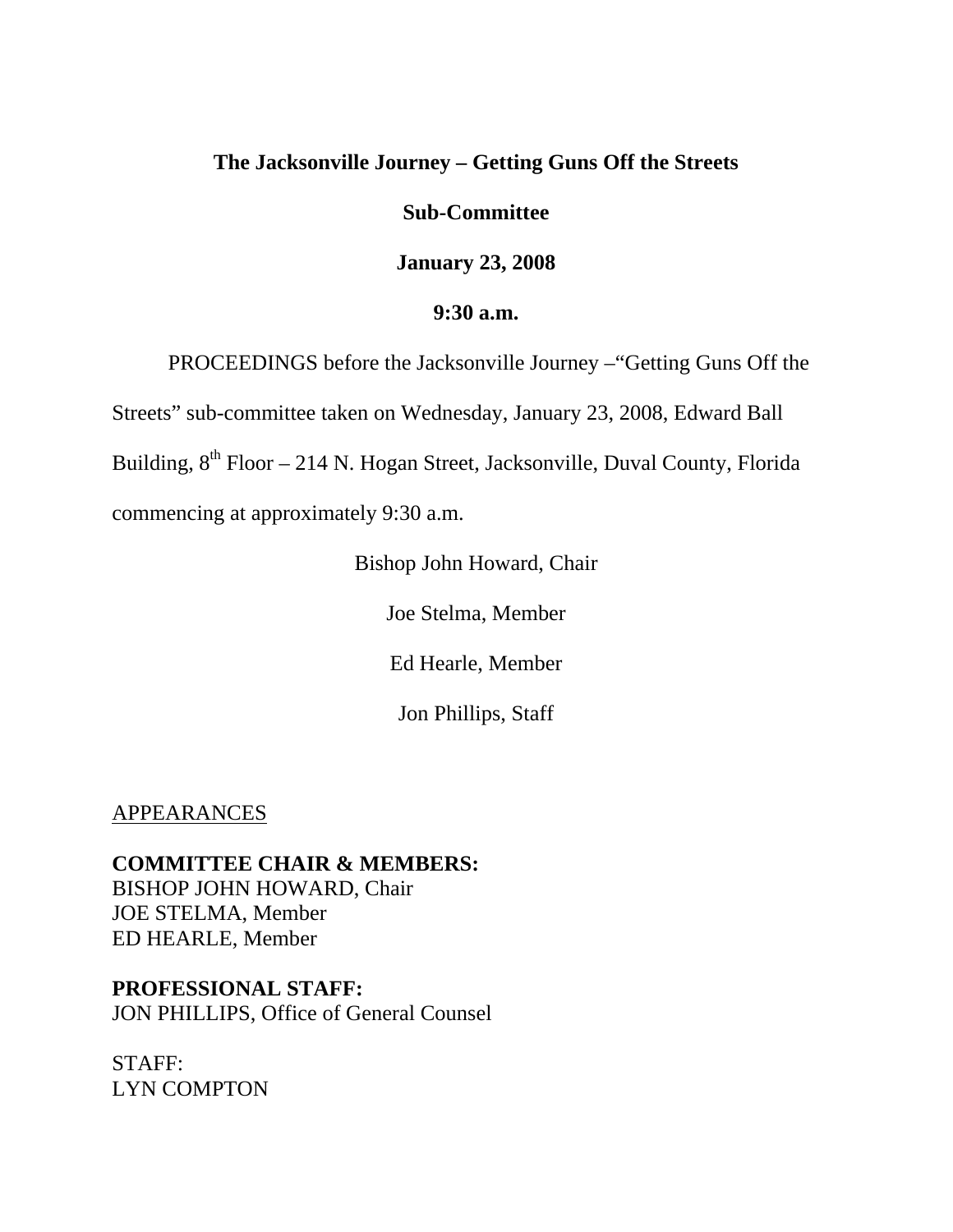**The Jacksonville Journey – Getting Guns Off the Streets**

**Sub-Committee**

**January 23, 2008**

**9:30 a.m.**

PROCEEDINGS before the Jacksonville Journey –"Getting Guns Off the Streets" sub-committee taken on Wednesday, January 23, 2008, Edward Ball Building, 8th Floor – 214 N. Hogan Street, Jacksonville, Duval County, Florida commencing at approximately 9:30 a.m.

Bishop John Howard, Chair

Joe Stelma, Member

Ed Hearle, Member

Jon Phillips, Staff

APPEARANCES

**COMMITTEE CHAIR & MEMBERS:**
BISHOP JOHN HOWARD, Chair
JOE STELMA, Member
ED HEARLE, Member

**PROFESSIONAL STAFF:**
JON PHILLIPS, Office of General Counsel

STAFF:
LYN COMPTON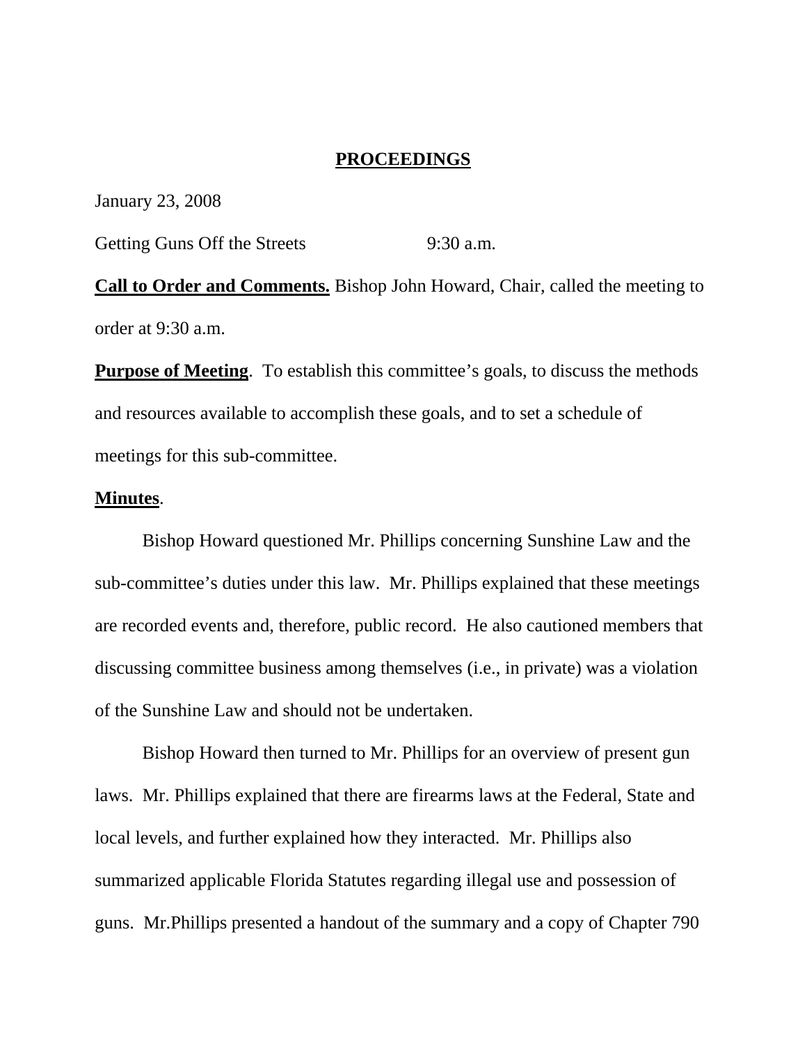# PROCEEDINGS

January 23, 2008

Getting Guns Off the Streets 9:30 a.m.

**Call to Order and Comments.** Bishop John Howard, Chair, called the meeting to order at 9:30 a.m.

**Purpose of Meeting**. To establish this committee's goals, to discuss the methods and resources available to accomplish these goals, and to set a schedule of meetings for this sub-committee.

**Minutes**.

Bishop Howard questioned Mr. Phillips concerning Sunshine Law and the sub-committee's duties under this law. Mr. Phillips explained that these meetings are recorded events and, therefore, public record. He also cautioned members that discussing committee business among themselves (i.e., in private) was a violation of the Sunshine Law and should not be undertaken.

Bishop Howard then turned to Mr. Phillips for an overview of present gun laws. Mr. Phillips explained that there are firearms laws at the Federal, State and local levels, and further explained how they interacted. Mr. Phillips also summarized applicable Florida Statutes regarding illegal use and possession of guns. Mr.Phillips presented a handout of the summary and a copy of Chapter 790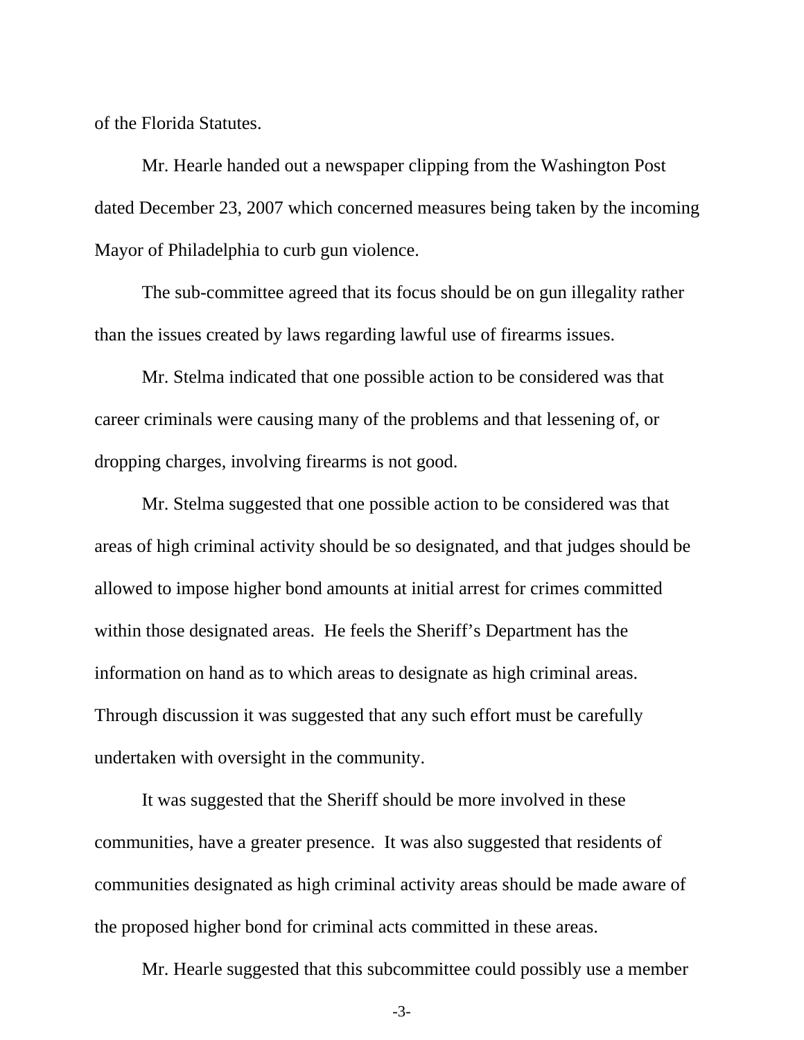of the Florida Statutes.

Mr. Hearle handed out a newspaper clipping from the Washington Post dated December 23, 2007 which concerned measures being taken by the incoming Mayor of Philadelphia to curb gun violence.

The sub-committee agreed that its focus should be on gun illegality rather than the issues created by laws regarding lawful use of firearms issues.

Mr. Stelma indicated that one possible action to be considered was that career criminals were causing many of the problems and that lessening of, or dropping charges, involving firearms is not good.

Mr. Stelma suggested that one possible action to be considered was that areas of high criminal activity should be so designated, and that judges should be allowed to impose higher bond amounts at initial arrest for crimes committed within those designated areas. He feels the Sheriff's Department has the information on hand as to which areas to designate as high criminal areas. Through discussion it was suggested that any such effort must be carefully undertaken with oversight in the community.

It was suggested that the Sheriff should be more involved in these communities, have a greater presence. It was also suggested that residents of communities designated as high criminal activity areas should be made aware of the proposed higher bond for criminal acts committed in these areas.

Mr. Hearle suggested that this subcommittee could possibly use a member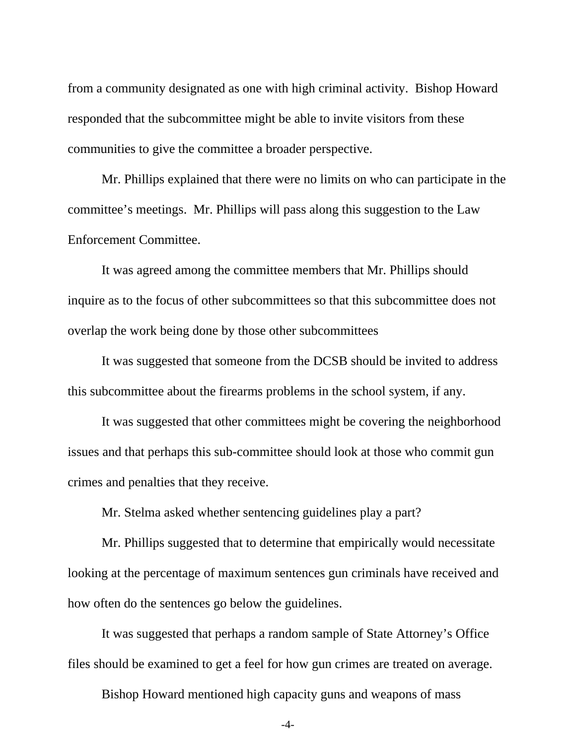from a community designated as one with high criminal activity. Bishop Howard responded that the subcommittee might be able to invite visitors from these communities to give the committee a broader perspective.

Mr. Phillips explained that there were no limits on who can participate in the committee's meetings. Mr. Phillips will pass along this suggestion to the Law Enforcement Committee.

It was agreed among the committee members that Mr. Phillips should inquire as to the focus of other subcommittees so that this subcommittee does not overlap the work being done by those other subcommittees

It was suggested that someone from the DCSB should be invited to address this subcommittee about the firearms problems in the school system, if any.

It was suggested that other committees might be covering the neighborhood issues and that perhaps this sub-committee should look at those who commit gun crimes and penalties that they receive.

Mr. Stelma asked whether sentencing guidelines play a part?

Mr. Phillips suggested that to determine that empirically would necessitate looking at the percentage of maximum sentences gun criminals have received and how often do the sentences go below the guidelines.

It was suggested that perhaps a random sample of State Attorney's Office files should be examined to get a feel for how gun crimes are treated on average.

Bishop Howard mentioned high capacity guns and weapons of mass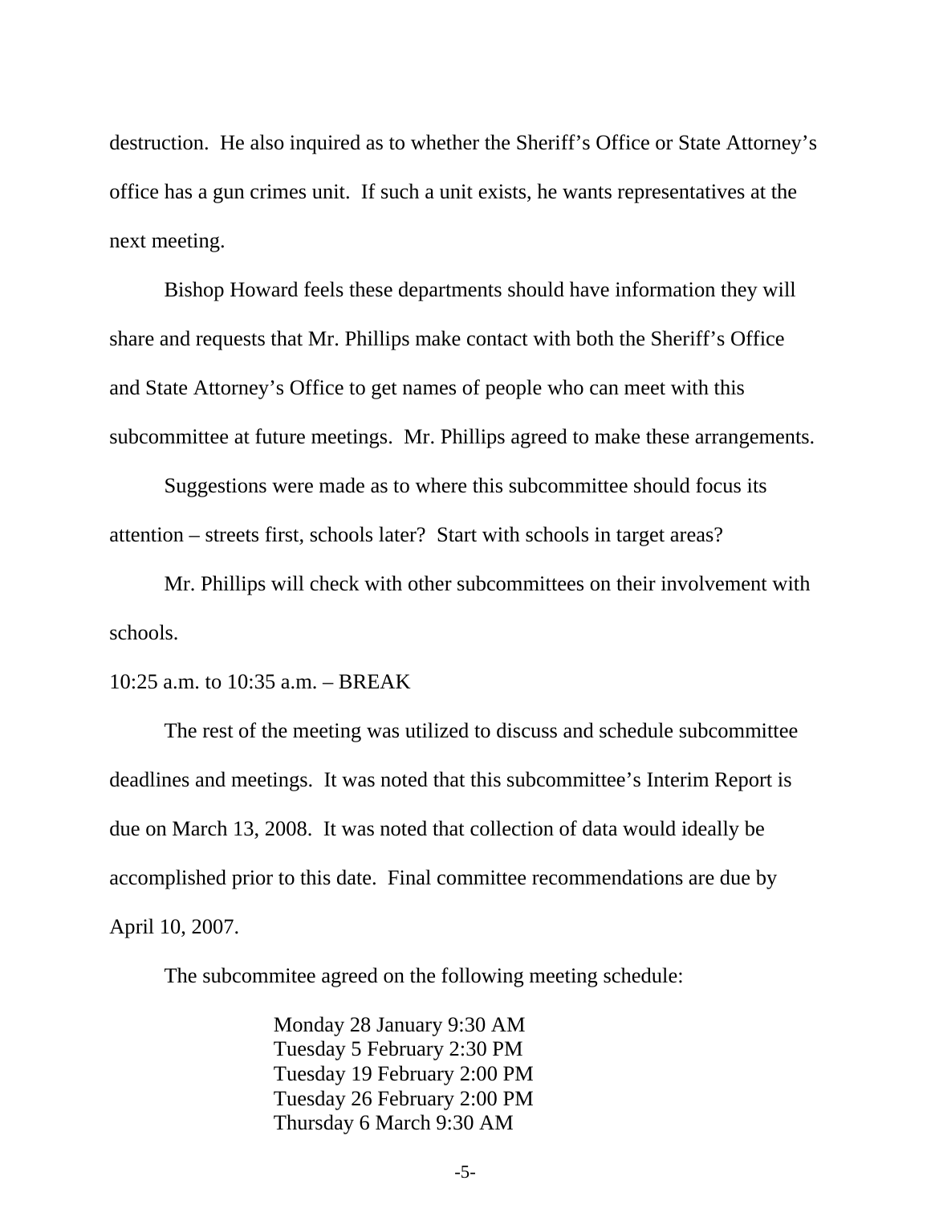destruction. He also inquired as to whether the Sheriff's Office or State Attorney's office has a gun crimes unit. If such a unit exists, he wants representatives at the next meeting.

Bishop Howard feels these departments should have information they will share and requests that Mr. Phillips make contact with both the Sheriff's Office and State Attorney's Office to get names of people who can meet with this subcommittee at future meetings. Mr. Phillips agreed to make these arrangements.

Suggestions were made as to where this subcommittee should focus its attention – streets first, schools later? Start with schools in target areas?

Mr. Phillips will check with other subcommittees on their involvement with schools.

10:25 a.m. to 10:35 a.m. – BREAK

The rest of the meeting was utilized to discuss and schedule subcommittee deadlines and meetings. It was noted that this subcommittee's Interim Report is due on March 13, 2008. It was noted that collection of data would ideally be accomplished prior to this date. Final committee recommendations are due by April 10, 2007.

The subcommitee agreed on the following meeting schedule:

Monday 28 January 9:30 AM
Tuesday 5 February 2:30 PM
Tuesday 19 February 2:00 PM
Tuesday 26 February 2:00 PM
Thursday 6 March 9:30 AM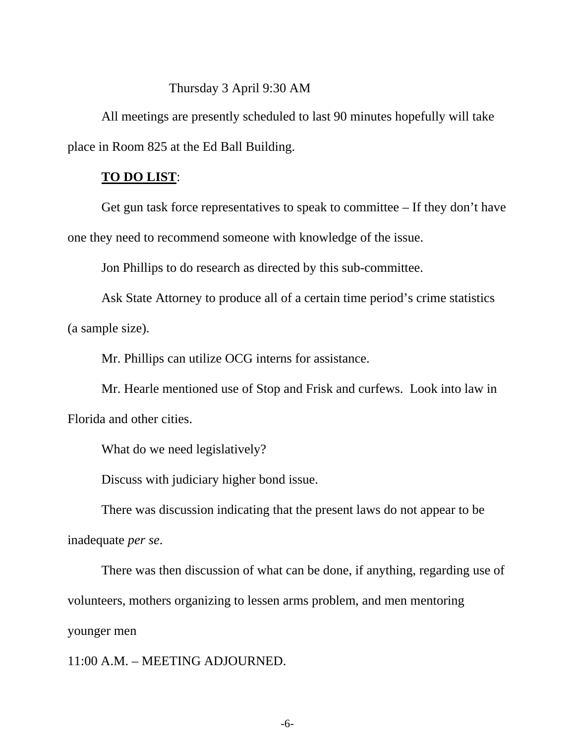Thursday 3 April 9:30 AM

All meetings are presently scheduled to last 90 minutes hopefully will take place in Room 825 at the Ed Ball Building.

**TO DO LIST**:

Get gun task force representatives to speak to committee – If they don't have one they need to recommend someone with knowledge of the issue.

Jon Phillips to do research as directed by this sub-committee.

Ask State Attorney to produce all of a certain time period's crime statistics (a sample size).

Mr. Phillips can utilize OCG interns for assistance.

Mr. Hearle mentioned use of Stop and Frisk and curfews. Look into law in Florida and other cities.

What do we need legislatively?

Discuss with judiciary higher bond issue.

There was discussion indicating that the present laws do not appear to be inadequate *per se*.

There was then discussion of what can be done, if anything, regarding use of volunteers, mothers organizing to lessen arms problem, and men mentoring younger men

11:00 A.M. – MEETING ADJOURNED.